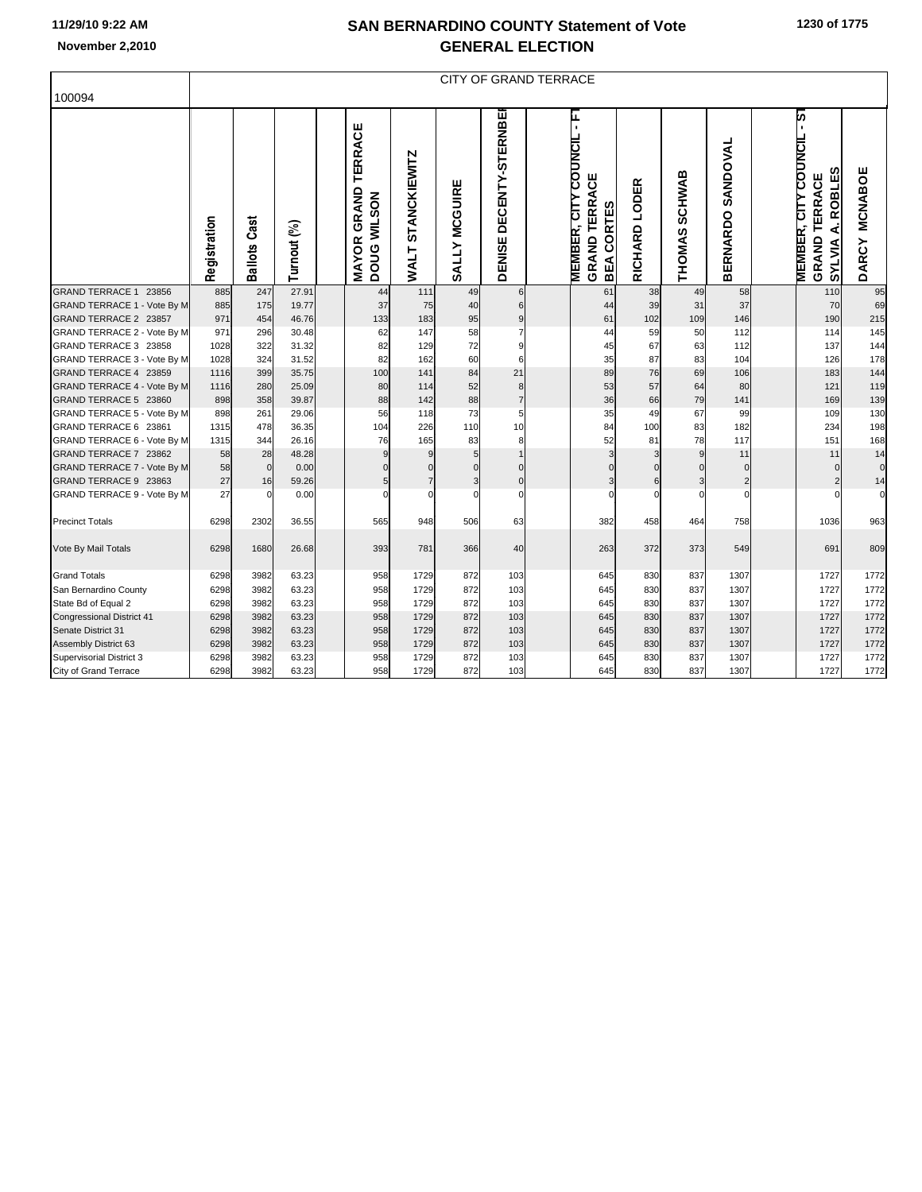# SAN BERNARDINO COUNTY Statement of Vote

## GENERAL ELECTION

November 2,2010

CITY OF GRAND TERRACE

| 100094 | Registration | Ballots Cast | Turnout (%) | | MAYOR GRAND TERRACE DOUG WILSON | WALT STANCKIEWITZ | SALLY MCGUIRE | DENISE DECENTY-STERNBE | | MEMBER, CITY COUNCIL - F GRAND TERRACE BEA CORTES | RICHARD LODER | THOMAS SCHWAB | BERNARDO SANDOVAL | | MEMBER, CITY COUNCIL - S GRAND TERRACE SYLVIA A. ROBLES | DARCY MCNABOE |
|---|---|---|---|---|---|---|---|---|---|---|---|---|---|---|---|---|
| GRAND TERRACE 1 23856 | 885 | 247 | 27.91 | | 44 | 111 | 49 | 6 | | 61 | 38 | 49 | 58 | | 110 | 95 |
| GRAND TERRACE 1 - Vote By M | 885 | 175 | 19.77 | | 37 | 75 | 40 | 6 | | 44 | 39 | 31 | 37 | | 70 | 69 |
| GRAND TERRACE 2 23857 | 971 | 454 | 46.76 | | 133 | 183 | 95 | 9 | | 61 | 102 | 109 | 146 | | 190 | 215 |
| GRAND TERRACE 2 - Vote By M | 971 | 296 | 30.48 | | 62 | 147 | 58 | 7 | | 44 | 59 | 50 | 112 | | 114 | 145 |
| GRAND TERRACE 3 23858 | 1028 | 322 | 31.32 | | 82 | 129 | 72 | 9 | | 45 | 67 | 63 | 112 | | 137 | 144 |
| GRAND TERRACE 3 - Vote By M | 1028 | 324 | 31.52 | | 82 | 162 | 60 | 6 | | 35 | 87 | 83 | 104 | | 126 | 178 |
| GRAND TERRACE 4 23859 | 1116 | 399 | 35.75 | | 100 | 141 | 84 | 21 | | 89 | 76 | 69 | 106 | | 183 | 144 |
| GRAND TERRACE 4 - Vote By M | 1116 | 280 | 25.09 | | 80 | 114 | 52 | 8 | | 53 | 57 | 64 | 80 | | 121 | 119 |
| GRAND TERRACE 5 23860 | 898 | 358 | 39.87 | | 88 | 142 | 88 | 7 | | 36 | 66 | 79 | 141 | | 169 | 139 |
| GRAND TERRACE 5 - Vote By M | 898 | 261 | 29.06 | | 56 | 118 | 73 | 5 | | 35 | 49 | 67 | 99 | | 109 | 130 |
| GRAND TERRACE 6 23861 | 1315 | 478 | 36.35 | | 104 | 226 | 110 | 10 | | 84 | 100 | 83 | 182 | | 234 | 198 |
| GRAND TERRACE 6 - Vote By M | 1315 | 344 | 26.16 | | 76 | 165 | 83 | 8 | | 52 | 81 | 78 | 117 | | 151 | 168 |
| GRAND TERRACE 7 23862 | 58 | 28 | 48.28 | | 9 | 9 | 5 | 1 | | 3 | 3 | 9 | 11 | | 11 | 14 |
| GRAND TERRACE 7 - Vote By M | 58 | 0 | 0.00 | | 0 | 0 | 0 | 0 | | 0 | 0 | 0 | 0 | | 0 | 0 |
| GRAND TERRACE 9 23863 | 27 | 16 | 59.26 | | 5 | 7 | 3 | 0 | | 3 | 6 | 3 | 2 | | 2 | 14 |
| GRAND TERRACE 9 - Vote By M | 27 | 0 | 0.00 | | 0 | 0 | 0 | 0 | | 0 | 0 | 0 | 0 | | 0 | 0 |
| Precinct Totals | 6298 | 2302 | 36.55 | | 565 | 948 | 506 | 63 | | 382 | 458 | 464 | 758 | | 1036 | 963 |
| Vote By Mail Totals | 6298 | 1680 | 26.68 | | 393 | 781 | 366 | 40 | | 263 | 372 | 373 | 549 | | 691 | 809 |
| Grand Totals | 6298 | 3982 | 63.23 | | 958 | 1729 | 872 | 103 | | 645 | 830 | 837 | 1307 | | 1727 | 1772 |
| San Bernardino County | 6298 | 3982 | 63.23 | | 958 | 1729 | 872 | 103 | | 645 | 830 | 837 | 1307 | | 1727 | 1772 |
| State Bd of Equal 2 | 6298 | 3982 | 63.23 | | 958 | 1729 | 872 | 103 | | 645 | 830 | 837 | 1307 | | 1727 | 1772 |
| Congressional District 41 | 6298 | 3982 | 63.23 | | 958 | 1729 | 872 | 103 | | 645 | 830 | 837 | 1307 | | 1727 | 1772 |
| Senate District 31 | 6298 | 3982 | 63.23 | | 958 | 1729 | 872 | 103 | | 645 | 830 | 837 | 1307 | | 1727 | 1772 |
| Assembly District 63 | 6298 | 3982 | 63.23 | | 958 | 1729 | 872 | 103 | | 645 | 830 | 837 | 1307 | | 1727 | 1772 |
| Supervisorial District 3 | 6298 | 3982 | 63.23 | | 958 | 1729 | 872 | 103 | | 645 | 830 | 837 | 1307 | | 1727 | 1772 |
| City of Grand Terrace | 6298 | 3982 | 63.23 | | 958 | 1729 | 872 | 103 | | 645 | 830 | 837 | 1307 | | 1727 | 1772 |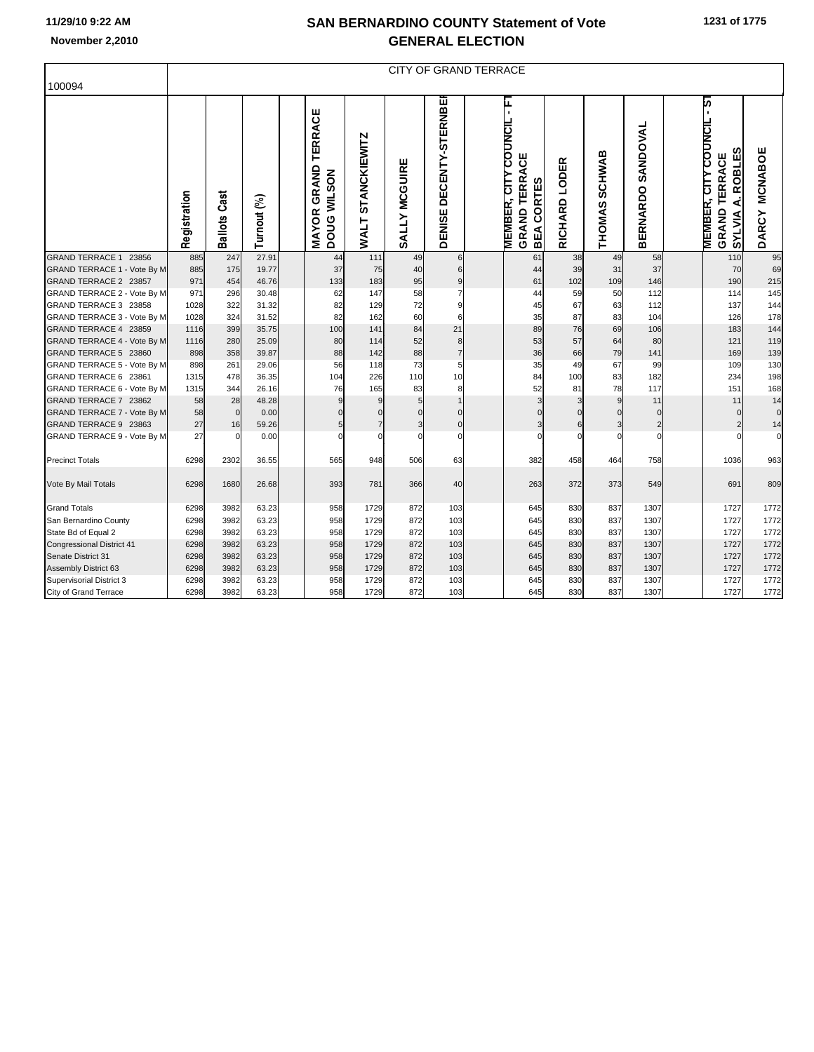# SAN BERNARDINO COUNTY Statement of Vote
## GENERAL ELECTION

November 2,2010

100094

| | CITY OF GRAND TERRACE | | | | | | | | | | | | | |
|---|---|---|---|---|---|---|---|---|---|---|---|---|---|---|
| | Registration | Ballots Cast | Turnout (%) | MAYOR GRAND TERRACE DOUG WILSON | WALT STANCKIEWITZ | SALLY MCGUIRE | DENISE DECENTY-STERNBE | MEMBER, CITY COUNCIL - FT GRAND TERRACE BEA CORTES | RICHARD LODER | THOMAS SCHWAB | BERNARDO SANDOVAL | MEMBER, CITY COUNCIL - ST GRAND TERRACE SYLVIA A. ROBLES | DARCY MCNABOE |
| GRAND TERRACE 1 23856 | 885 | 247 | 27.91 | 44 | 111 | 49 | 6 | 61 | 38 | 49 | 58 | 110 | 95 |
| GRAND TERRACE 1 - Vote By M | 885 | 175 | 19.77 | 37 | 75 | 40 | 6 | 44 | 39 | 31 | 37 | 70 | 69 |
| GRAND TERRACE 2 23857 | 971 | 454 | 46.76 | 133 | 183 | 95 | 9 | 61 | 102 | 109 | 146 | 190 | 215 |
| GRAND TERRACE 2 - Vote By M | 971 | 296 | 30.48 | 62 | 147 | 58 | 7 | 44 | 59 | 50 | 112 | 114 | 145 |
| GRAND TERRACE 3 23858 | 1028 | 322 | 31.32 | 82 | 129 | 72 | 9 | 45 | 67 | 63 | 112 | 137 | 144 |
| GRAND TERRACE 3 - Vote By M | 1028 | 324 | 31.52 | 82 | 162 | 60 | 6 | 35 | 87 | 83 | 104 | 126 | 178 |
| GRAND TERRACE 4 23859 | 1116 | 399 | 35.75 | 100 | 141 | 84 | 21 | 89 | 76 | 69 | 106 | 183 | 144 |
| GRAND TERRACE 4 - Vote By M | 1116 | 280 | 25.09 | 80 | 114 | 52 | 8 | 53 | 57 | 64 | 80 | 121 | 119 |
| GRAND TERRACE 5 23860 | 898 | 358 | 39.87 | 88 | 142 | 88 | 7 | 36 | 66 | 79 | 141 | 169 | 139 |
| GRAND TERRACE 5 - Vote By M | 898 | 261 | 29.06 | 56 | 118 | 73 | 5 | 35 | 49 | 67 | 99 | 109 | 130 |
| GRAND TERRACE 6 23861 | 1315 | 478 | 36.35 | 104 | 226 | 110 | 10 | 84 | 100 | 83 | 182 | 234 | 198 |
| GRAND TERRACE 6 - Vote By M | 1315 | 344 | 26.16 | 76 | 165 | 83 | 8 | 52 | 81 | 78 | 117 | 151 | 168 |
| GRAND TERRACE 7 23862 | 58 | 28 | 48.28 | 9 | 9 | 5 | 1 | 3 | 3 | 9 | 11 | 11 | 14 |
| GRAND TERRACE 7 - Vote By M | 58 | 0 | 0.00 | 0 | 0 | 0 | 0 | 0 | 0 | 0 | 0 | 0 | 0 |
| GRAND TERRACE 9 23863 | 27 | 16 | 59.26 | 5 | 7 | 3 | 0 | 3 | 6 | 3 | 2 | 2 | 14 |
| GRAND TERRACE 9 - Vote By M | 27 | 0 | 0.00 | 0 | 0 | 0 | 0 | 0 | 0 | 0 | 0 | 0 | 0 |
| Precinct Totals | 6298 | 2302 | 36.55 | 565 | 948 | 506 | 63 | 382 | 458 | 464 | 758 | 1036 | 963 |
| Vote By Mail Totals | 6298 | 1680 | 26.68 | 393 | 781 | 366 | 40 | 263 | 372 | 373 | 549 | 691 | 809 |
| Grand Totals | 6298 | 3982 | 63.23 | 958 | 1729 | 872 | 103 | 645 | 830 | 837 | 1307 | 1727 | 1772 |
| San Bernardino County | 6298 | 3982 | 63.23 | 958 | 1729 | 872 | 103 | 645 | 830 | 837 | 1307 | 1727 | 1772 |
| State Bd of Equal 2 | 6298 | 3982 | 63.23 | 958 | 1729 | 872 | 103 | 645 | 830 | 837 | 1307 | 1727 | 1772 |
| Congressional District 41 | 6298 | 3982 | 63.23 | 958 | 1729 | 872 | 103 | 645 | 830 | 837 | 1307 | 1727 | 1772 |
| Senate District 31 | 6298 | 3982 | 63.23 | 958 | 1729 | 872 | 103 | 645 | 830 | 837 | 1307 | 1727 | 1772 |
| Assembly District 63 | 6298 | 3982 | 63.23 | 958 | 1729 | 872 | 103 | 645 | 830 | 837 | 1307 | 1727 | 1772 |
| Supervisorial District 3 | 6298 | 3982 | 63.23 | 958 | 1729 | 872 | 103 | 645 | 830 | 837 | 1307 | 1727 | 1772 |
| City of Grand Terrace | 6298 | 3982 | 63.23 | 958 | 1729 | 872 | 103 | 645 | 830 | 837 | 1307 | 1727 | 1772 |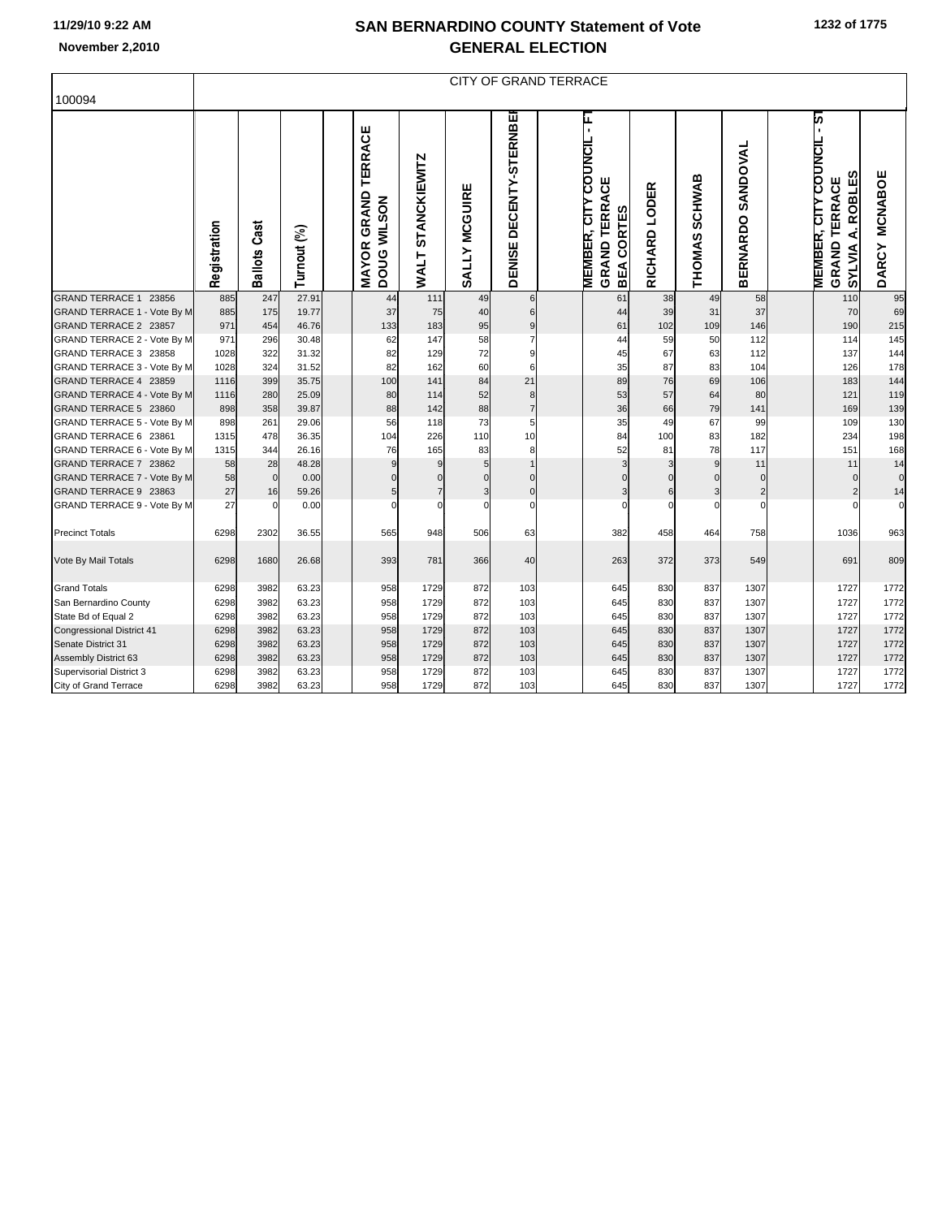# SAN BERNARDINO COUNTY Statement of Vote
## GENERAL ELECTION

11/29/10 9:22 AM

November 2,2010

CITY OF GRAND TERRACE

100094

| | Registration | Ballots Cast | Turnout (%) | MAYOR GRAND TERRACE DOUG WILSON | WALT STANCKIEWITZ | SALLY MCGUIRE | DENISE DECENTY-STERNBE | MEMBER, CITY COUNCIL - F GRAND TERRACE BEA CORTES | RICHARD LODER | THOMAS SCHWAB | BERNARDO SANDOVAL | MEMBER, CITY COUNCIL - S GRAND TERRACE SYLVIA A. ROBLES | DARCY MCNABOE |
|---|---|---|---|---|---|---|---|---|---|---|---|---|---|
| GRAND TERRACE 1 23856 | 885 | 247 | 27.91 | 44 | 111 | 49 | 6 | 61 | 38 | 49 | 58 | 110 | 95 |
| GRAND TERRACE 1 - Vote By M | 885 | 175 | 19.77 | 37 | 75 | 40 | 6 | 44 | 39 | 31 | 37 | 70 | 69 |
| GRAND TERRACE 2 23857 | 971 | 454 | 46.76 | 133 | 183 | 95 | 9 | 61 | 102 | 109 | 146 | 190 | 215 |
| GRAND TERRACE 2 - Vote By M | 971 | 296 | 30.48 | 62 | 147 | 58 | 7 | 44 | 59 | 50 | 112 | 114 | 145 |
| GRAND TERRACE 3 23858 | 1028 | 322 | 31.32 | 82 | 129 | 72 | 9 | 45 | 67 | 63 | 112 | 137 | 144 |
| GRAND TERRACE 3 - Vote By M | 1028 | 324 | 31.52 | 82 | 162 | 60 | 6 | 35 | 87 | 83 | 104 | 126 | 178 |
| GRAND TERRACE 4 23859 | 1116 | 399 | 35.75 | 100 | 141 | 84 | 21 | 89 | 76 | 69 | 106 | 183 | 144 |
| GRAND TERRACE 4 - Vote By M | 1116 | 280 | 25.09 | 80 | 114 | 52 | 8 | 53 | 57 | 64 | 80 | 121 | 119 |
| GRAND TERRACE 5 23860 | 898 | 358 | 39.87 | 88 | 142 | 88 | 7 | 36 | 66 | 79 | 141 | 169 | 139 |
| GRAND TERRACE 5 - Vote By M | 898 | 261 | 29.06 | 56 | 118 | 73 | 5 | 35 | 49 | 67 | 99 | 109 | 130 |
| GRAND TERRACE 6 23861 | 1315 | 478 | 36.35 | 104 | 226 | 110 | 10 | 84 | 100 | 83 | 182 | 234 | 198 |
| GRAND TERRACE 6 - Vote By M | 1315 | 344 | 26.16 | 76 | 165 | 83 | 8 | 52 | 81 | 78 | 117 | 151 | 168 |
| GRAND TERRACE 7 23862 | 58 | 28 | 48.28 | 9 | 9 | 5 | 1 | 3 | 3 | 9 | 11 | 11 | 14 |
| GRAND TERRACE 7 - Vote By M | 58 | 0 | 0.00 | 0 | 0 | 0 | 0 | 0 | 0 | 0 | 0 | 0 | 0 |
| GRAND TERRACE 9 23863 | 27 | 16 | 59.26 | 5 | 7 | 3 | 0 | 3 | 6 | 3 | 2 | 2 | 14 |
| GRAND TERRACE 9 - Vote By M | 27 | 0 | 0.00 | 0 | 0 | 0 | 0 | 0 | 0 | 0 | 0 | 0 | 0 |
| Precinct Totals | 6298 | 2302 | 36.55 | 565 | 948 | 506 | 63 | 382 | 458 | 464 | 758 | 1036 | 963 |
| Vote By Mail Totals | 6298 | 1680 | 26.68 | 393 | 781 | 366 | 40 | 263 | 372 | 373 | 549 | 691 | 809 |
| Grand Totals | 6298 | 3982 | 63.23 | 958 | 1729 | 872 | 103 | 645 | 830 | 837 | 1307 | 1727 | 1772 |
| San Bernardino County | 6298 | 3982 | 63.23 | 958 | 1729 | 872 | 103 | 645 | 830 | 837 | 1307 | 1727 | 1772 |
| State Bd of Equal 2 | 6298 | 3982 | 63.23 | 958 | 1729 | 872 | 103 | 645 | 830 | 837 | 1307 | 1727 | 1772 |
| Congressional District 41 | 6298 | 3982 | 63.23 | 958 | 1729 | 872 | 103 | 645 | 830 | 837 | 1307 | 1727 | 1772 |
| Senate District 31 | 6298 | 3982 | 63.23 | 958 | 1729 | 872 | 103 | 645 | 830 | 837 | 1307 | 1727 | 1772 |
| Assembly District 63 | 6298 | 3982 | 63.23 | 958 | 1729 | 872 | 103 | 645 | 830 | 837 | 1307 | 1727 | 1772 |
| Supervisorial District 3 | 6298 | 3982 | 63.23 | 958 | 1729 | 872 | 103 | 645 | 830 | 837 | 1307 | 1727 | 1772 |
| City of Grand Terrace | 6298 | 3982 | 63.23 | 958 | 1729 | 872 | 103 | 645 | 830 | 837 | 1307 | 1727 | 1772 |